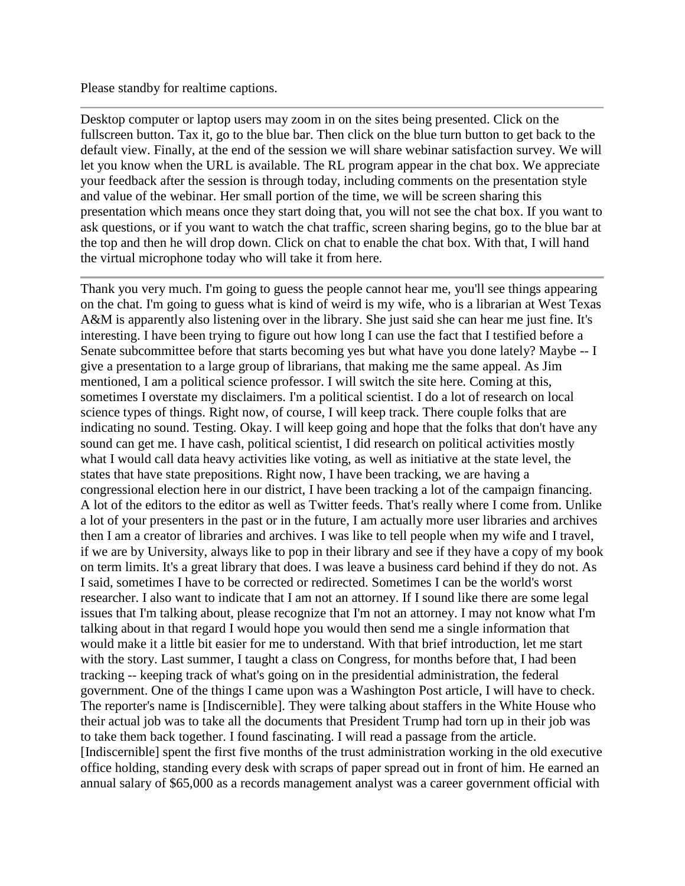Please standby for realtime captions.

---

Desktop computer or laptop users may zoom in on the sites being presented. Click on the fullscreen button. Tax it, go to the blue bar. Then click on the blue turn button to get back to the default view. Finally, at the end of the session we will share webinar satisfaction survey. We will let you know when the URL is available. The RL program appear in the chat box. We appreciate your feedback after the session is through today, including comments on the presentation style and value of the webinar. Her small portion of the time, we will be screen sharing this presentation which means once they start doing that, you will not see the chat box. If you want to ask questions, or if you want to watch the chat traffic, screen sharing begins, go to the blue bar at the top and then he will drop down. Click on chat to enable the chat box. With that, I will hand the virtual microphone today who will take it from here.

---

Thank you very much. I'm going to guess the people cannot hear me, you'll see things appearing on the chat. I'm going to guess what is kind of weird is my wife, who is a librarian at West Texas A&M is apparently also listening over in the library. She just said she can hear me just fine. It's interesting. I have been trying to figure out how long I can use the fact that I testified before a Senate subcommittee before that starts becoming yes but what have you done lately? Maybe -- I give a presentation to a large group of librarians, that making me the same appeal. As Jim mentioned, I am a political science professor. I will switch the site here. Coming at this, sometimes I overstate my disclaimers. I'm a political scientist. I do a lot of research on local science types of things. Right now, of course, I will keep track. There couple folks that are indicating no sound. Testing. Okay. I will keep going and hope that the folks that don't have any sound can get me. I have cash, political scientist, I did research on political activities mostly what I would call data heavy activities like voting, as well as initiative at the state level, the states that have state prepositions. Right now, I have been tracking, we are having a congressional election here in our district, I have been tracking a lot of the campaign financing. A lot of the editors to the editor as well as Twitter feeds. That's really where I come from. Unlike a lot of your presenters in the past or in the future, I am actually more user libraries and archives then I am a creator of libraries and archives. I was like to tell people when my wife and I travel, if we are by University, always like to pop in their library and see if they have a copy of my book on term limits. It's a great library that does. I was leave a business card behind if they do not. As I said, sometimes I have to be corrected or redirected. Sometimes I can be the world's worst researcher. I also want to indicate that I am not an attorney. If I sound like there are some legal issues that I'm talking about, please recognize that I'm not an attorney. I may not know what I'm talking about in that regard I would hope you would then send me a single information that would make it a little bit easier for me to understand. With that brief introduction, let me start with the story. Last summer, I taught a class on Congress, for months before that, I had been tracking -- keeping track of what's going on in the presidential administration, the federal government. One of the things I came upon was a Washington Post article, I will have to check. The reporter's name is [Indiscernible]. They were talking about staffers in the White House who their actual job was to take all the documents that President Trump had torn up in their job was to take them back together. I found fascinating. I will read a passage from the article. [Indiscernible] spent the first five months of the trust administration working in the old executive office holding, standing every desk with scraps of paper spread out in front of him. He earned an annual salary of $65,000 as a records management analyst was a career government official with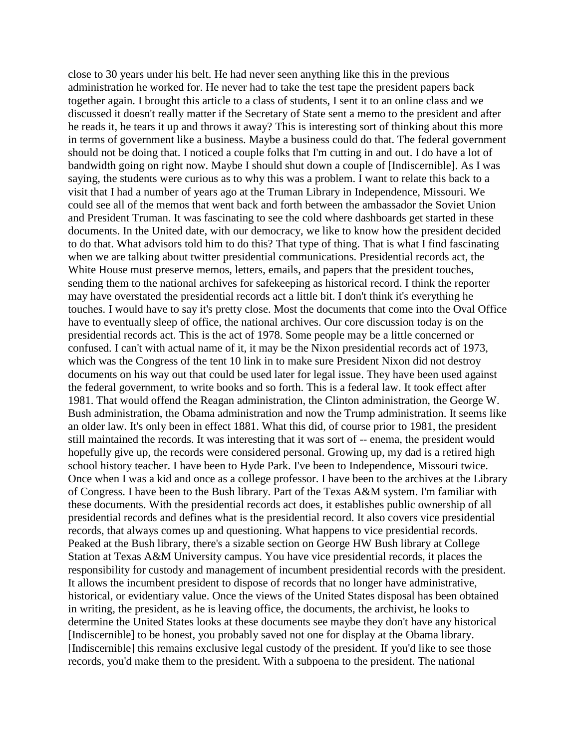close to 30 years under his belt. He had never seen anything like this in the previous administration he worked for. He never had to take the test tape the president papers back together again. I brought this article to a class of students, I sent it to an online class and we discussed it doesn't really matter if the Secretary of State sent a memo to the president and after he reads it, he tears it up and throws it away? This is interesting sort of thinking about this more in terms of government like a business. Maybe a business could do that. The federal government should not be doing that. I noticed a couple folks that I'm cutting in and out. I do have a lot of bandwidth going on right now. Maybe I should shut down a couple of [Indiscernible]. As I was saying, the students were curious as to why this was a problem. I want to relate this back to a visit that I had a number of years ago at the Truman Library in Independence, Missouri. We could see all of the memos that went back and forth between the ambassador the Soviet Union and President Truman. It was fascinating to see the cold where dashboards get started in these documents. In the United date, with our democracy, we like to know how the president decided to do that. What advisors told him to do this? That type of thing. That is what I find fascinating when we are talking about twitter presidential communications. Presidential records act, the White House must preserve memos, letters, emails, and papers that the president touches, sending them to the national archives for safekeeping as historical record. I think the reporter may have overstated the presidential records act a little bit. I don't think it's everything he touches. I would have to say it's pretty close. Most the documents that come into the Oval Office have to eventually sleep of office, the national archives. Our core discussion today is on the presidential records act. This is the act of 1978. Some people may be a little concerned or confused. I can't with actual name of it, it may be the Nixon presidential records act of 1973, which was the Congress of the tent 10 link in to make sure President Nixon did not destroy documents on his way out that could be used later for legal issue. They have been used against the federal government, to write books and so forth. This is a federal law. It took effect after 1981. That would offend the Reagan administration, the Clinton administration, the George W. Bush administration, the Obama administration and now the Trump administration. It seems like an older law. It's only been in effect 1881. What this did, of course prior to 1981, the president still maintained the records. It was interesting that it was sort of -- enema, the president would hopefully give up, the records were considered personal. Growing up, my dad is a retired high school history teacher. I have been to Hyde Park. I've been to Independence, Missouri twice. Once when I was a kid and once as a college professor. I have been to the archives at the Library of Congress. I have been to the Bush library. Part of the Texas A&M system. I'm familiar with these documents. With the presidential records act does, it establishes public ownership of all presidential records and defines what is the presidential record. It also covers vice presidential records, that always comes up and questioning. What happens to vice presidential records. Peaked at the Bush library, there's a sizable section on George HW Bush library at College Station at Texas A&M University campus. You have vice presidential records, it places the responsibility for custody and management of incumbent presidential records with the president. It allows the incumbent president to dispose of records that no longer have administrative, historical, or evidentiary value. Once the views of the United States disposal has been obtained in writing, the president, as he is leaving office, the documents, the archivist, he looks to determine the United States looks at these documents see maybe they don't have any historical [Indiscernible] to be honest, you probably saved not one for display at the Obama library. [Indiscernible] this remains exclusive legal custody of the president. If you'd like to see those records, you'd make them to the president. With a subpoena to the president. The national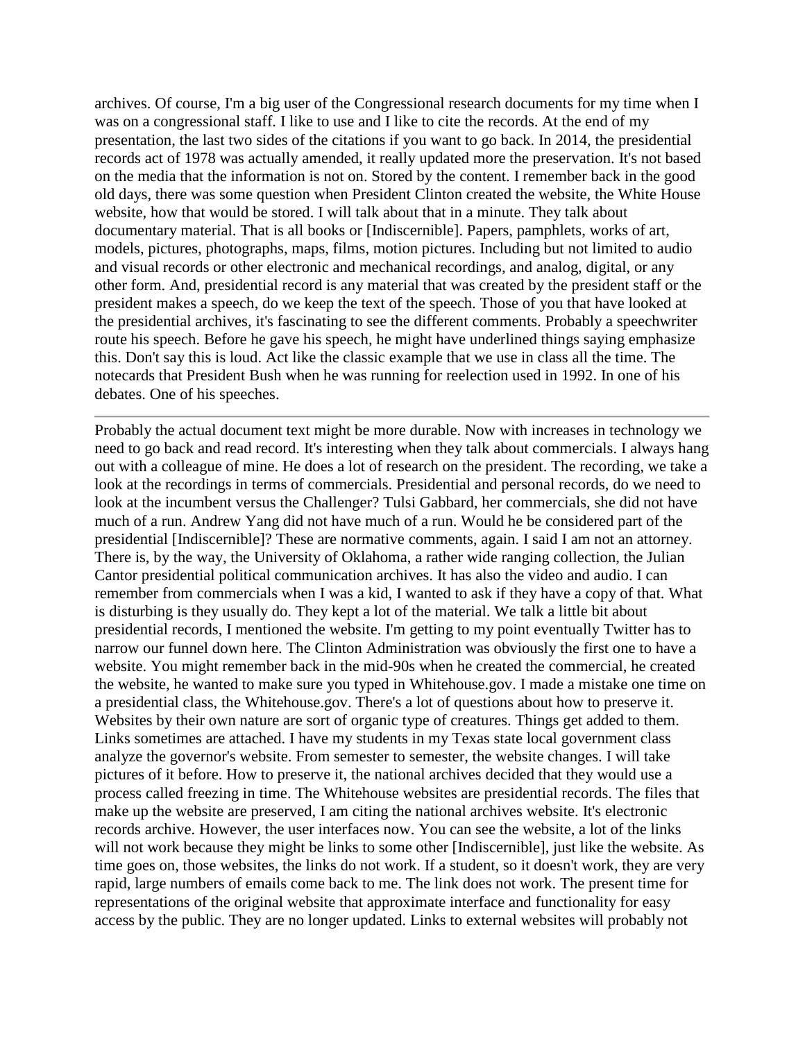archives. Of course, I'm a big user of the Congressional research documents for my time when I was on a congressional staff. I like to use and I like to cite the records. At the end of my presentation, the last two sides of the citations if you want to go back. In 2014, the presidential records act of 1978 was actually amended, it really updated more the preservation. It's not based on the media that the information is not on. Stored by the content. I remember back in the good old days, there was some question when President Clinton created the website, the White House website, how that would be stored. I will talk about that in a minute. They talk about documentary material. That is all books or [Indiscernible]. Papers, pamphlets, works of art, models, pictures, photographs, maps, films, motion pictures. Including but not limited to audio and visual records or other electronic and mechanical recordings, and analog, digital, or any other form. And, presidential record is any material that was created by the president staff or the president makes a speech, do we keep the text of the speech. Those of you that have looked at the presidential archives, it's fascinating to see the different comments. Probably a speechwriter route his speech. Before he gave his speech, he might have underlined things saying emphasize this. Don't say this is loud. Act like the classic example that we use in class all the time. The notecards that President Bush when he was running for reelection used in 1992. In one of his debates. One of his speeches.

---

Probably the actual document text might be more durable. Now with increases in technology we need to go back and read record. It's interesting when they talk about commercials. I always hang out with a colleague of mine. He does a lot of research on the president. The recording, we take a look at the recordings in terms of commercials. Presidential and personal records, do we need to look at the incumbent versus the Challenger? Tulsi Gabbard, her commercials, she did not have much of a run. Andrew Yang did not have much of a run. Would he be considered part of the presidential [Indiscernible]? These are normative comments, again. I said I am not an attorney. There is, by the way, the University of Oklahoma, a rather wide ranging collection, the Julian Cantor presidential political communication archives. It has also the video and audio. I can remember from commercials when I was a kid, I wanted to ask if they have a copy of that. What is disturbing is they usually do. They kept a lot of the material. We talk a little bit about presidential records, I mentioned the website. I'm getting to my point eventually Twitter has to narrow our funnel down here. The Clinton Administration was obviously the first one to have a website. You might remember back in the mid-90s when he created the commercial, he created the website, he wanted to make sure you typed in Whitehouse.gov. I made a mistake one time on a presidential class, the Whitehouse.gov. There's a lot of questions about how to preserve it. Websites by their own nature are sort of organic type of creatures. Things get added to them. Links sometimes are attached. I have my students in my Texas state local government class analyze the governor's website. From semester to semester, the website changes. I will take pictures of it before. How to preserve it, the national archives decided that they would use a process called freezing in time. The Whitehouse websites are presidential records. The files that make up the website are preserved, I am citing the national archives website. It's electronic records archive. However, the user interfaces now. You can see the website, a lot of the links will not work because they might be links to some other [Indiscernible], just like the website. As time goes on, those websites, the links do not work. If a student, so it doesn't work, they are very rapid, large numbers of emails come back to me. The link does not work. The present time for representations of the original website that approximate interface and functionality for easy access by the public. They are no longer updated. Links to external websites will probably not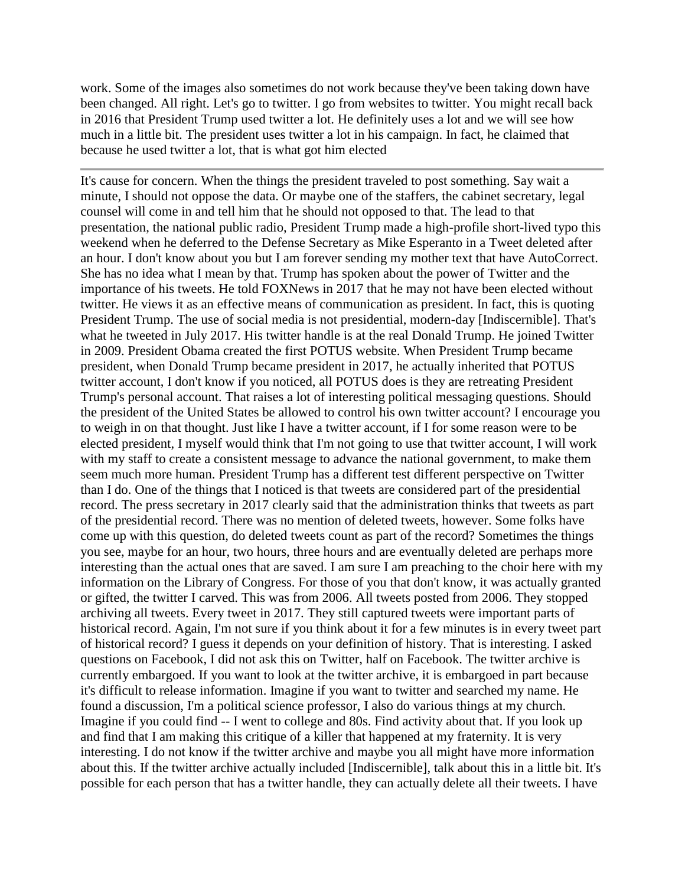work. Some of the images also sometimes do not work because they've been taking down have been changed. All right. Let's go to twitter. I go from websites to twitter. You might recall back in 2016 that President Trump used twitter a lot. He definitely uses a lot and we will see how much in a little bit. The president uses twitter a lot in his campaign. In fact, he claimed that because he used twitter a lot, that is what got him elected

---

It's cause for concern. When the things the president traveled to post something. Say wait a minute, I should not oppose the data. Or maybe one of the staffers, the cabinet secretary, legal counsel will come in and tell him that he should not opposed to that. The lead to that presentation, the national public radio, President Trump made a high-profile short-lived typo this weekend when he deferred to the Defense Secretary as Mike Esperanto in a Tweet deleted after an hour. I don't know about you but I am forever sending my mother text that have AutoCorrect. She has no idea what I mean by that. Trump has spoken about the power of Twitter and the importance of his tweets. He told FOXNews in 2017 that he may not have been elected without twitter. He views it as an effective means of communication as president. In fact, this is quoting President Trump. The use of social media is not presidential, modern-day [Indiscernible]. That's what he tweeted in July 2017. His twitter handle is at the real Donald Trump. He joined Twitter in 2009. President Obama created the first POTUS website. When President Trump became president, when Donald Trump became president in 2017, he actually inherited that POTUS twitter account, I don't know if you noticed, all POTUS does is they are retreating President Trump's personal account. That raises a lot of interesting political messaging questions. Should the president of the United States be allowed to control his own twitter account? I encourage you to weigh in on that thought. Just like I have a twitter account, if I for some reason were to be elected president, I myself would think that I'm not going to use that twitter account, I will work with my staff to create a consistent message to advance the national government, to make them seem much more human. President Trump has a different test different perspective on Twitter than I do. One of the things that I noticed is that tweets are considered part of the presidential record. The press secretary in 2017 clearly said that the administration thinks that tweets as part of the presidential record. There was no mention of deleted tweets, however. Some folks have come up with this question, do deleted tweets count as part of the record? Sometimes the things you see, maybe for an hour, two hours, three hours and are eventually deleted are perhaps more interesting than the actual ones that are saved. I am sure I am preaching to the choir here with my information on the Library of Congress. For those of you that don't know, it was actually granted or gifted, the twitter I carved. This was from 2006. All tweets posted from 2006. They stopped archiving all tweets. Every tweet in 2017. They still captured tweets were important parts of historical record. Again, I'm not sure if you think about it for a few minutes is in every tweet part of historical record? I guess it depends on your definition of history. That is interesting. I asked questions on Facebook, I did not ask this on Twitter, half on Facebook. The twitter archive is currently embargoed. If you want to look at the twitter archive, it is embargoed in part because it's difficult to release information. Imagine if you want to twitter and searched my name. He found a discussion, I'm a political science professor, I also do various things at my church. Imagine if you could find -- I went to college and 80s. Find activity about that. If you look up and find that I am making this critique of a killer that happened at my fraternity. It is very interesting. I do not know if the twitter archive and maybe you all might have more information about this. If the twitter archive actually included [Indiscernible], talk about this in a little bit. It's possible for each person that has a twitter handle, they can actually delete all their tweets. I have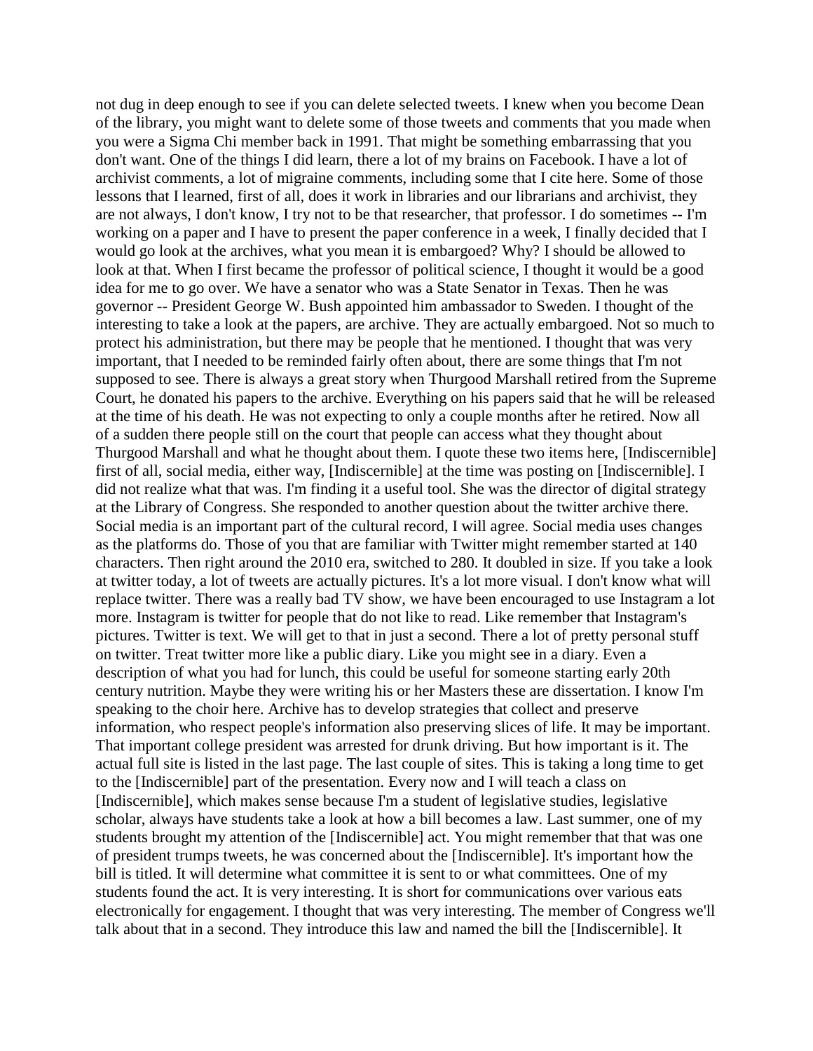not dug in deep enough to see if you can delete selected tweets. I knew when you become Dean of the library, you might want to delete some of those tweets and comments that you made when you were a Sigma Chi member back in 1991. That might be something embarrassing that you don't want. One of the things I did learn, there a lot of my brains on Facebook. I have a lot of archivist comments, a lot of migraine comments, including some that I cite here. Some of those lessons that I learned, first of all, does it work in libraries and our librarians and archivist, they are not always, I don't know, I try not to be that researcher, that professor. I do sometimes -- I'm working on a paper and I have to present the paper conference in a week, I finally decided that I would go look at the archives, what you mean it is embargoed? Why? I should be allowed to look at that. When I first became the professor of political science, I thought it would be a good idea for me to go over. We have a senator who was a State Senator in Texas. Then he was governor -- President George W. Bush appointed him ambassador to Sweden. I thought of the interesting to take a look at the papers, are archive. They are actually embargoed. Not so much to protect his administration, but there may be people that he mentioned. I thought that was very important, that I needed to be reminded fairly often about, there are some things that I'm not supposed to see. There is always a great story when Thurgood Marshall retired from the Supreme Court, he donated his papers to the archive. Everything on his papers said that he will be released at the time of his death. He was not expecting to only a couple months after he retired. Now all of a sudden there people still on the court that people can access what they thought about Thurgood Marshall and what he thought about them. I quote these two items here, [Indiscernible] first of all, social media, either way, [Indiscernible] at the time was posting on [Indiscernible]. I did not realize what that was. I'm finding it a useful tool. She was the director of digital strategy at the Library of Congress. She responded to another question about the twitter archive there. Social media is an important part of the cultural record, I will agree. Social media uses changes as the platforms do. Those of you that are familiar with Twitter might remember started at 140 characters. Then right around the 2010 era, switched to 280. It doubled in size. If you take a look at twitter today, a lot of tweets are actually pictures. It's a lot more visual. I don't know what will replace twitter. There was a really bad TV show, we have been encouraged to use Instagram a lot more. Instagram is twitter for people that do not like to read. Like remember that Instagram's pictures. Twitter is text. We will get to that in just a second. There a lot of pretty personal stuff on twitter. Treat twitter more like a public diary. Like you might see in a diary. Even a description of what you had for lunch, this could be useful for someone starting early 20th century nutrition. Maybe they were writing his or her Masters these are dissertation. I know I'm speaking to the choir here. Archive has to develop strategies that collect and preserve information, who respect people's information also preserving slices of life. It may be important. That important college president was arrested for drunk driving. But how important is it. The actual full site is listed in the last page. The last couple of sites. This is taking a long time to get to the [Indiscernible] part of the presentation. Every now and I will teach a class on [Indiscernible], which makes sense because I'm a student of legislative studies, legislative scholar, always have students take a look at how a bill becomes a law. Last summer, one of my students brought my attention of the [Indiscernible] act. You might remember that that was one of president trumps tweets, he was concerned about the [Indiscernible]. It's important how the bill is titled. It will determine what committee it is sent to or what committees. One of my students found the act. It is very interesting. It is short for communications over various eats electronically for engagement. I thought that was very interesting. The member of Congress we'll talk about that in a second. They introduce this law and named the bill the [Indiscernible]. It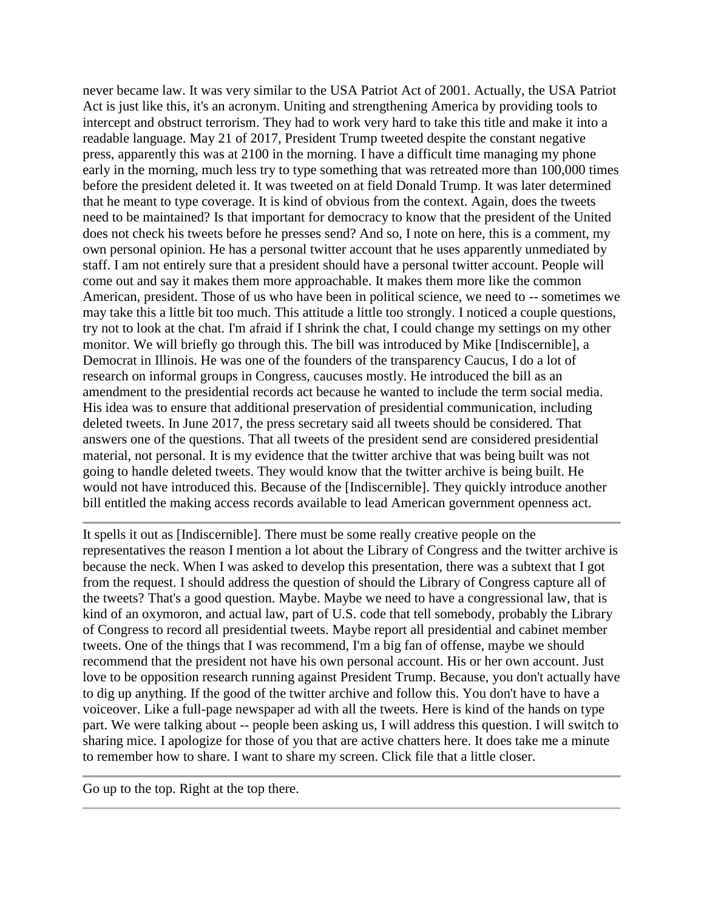never became law. It was very similar to the USA Patriot Act of 2001. Actually, the USA Patriot Act is just like this, it's an acronym. Uniting and strengthening America by providing tools to intercept and obstruct terrorism. They had to work very hard to take this title and make it into a readable language. May 21 of 2017, President Trump tweeted despite the constant negative press, apparently this was at 2100 in the morning. I have a difficult time managing my phone early in the morning, much less try to type something that was retreated more than 100,000 times before the president deleted it. It was tweeted on at field Donald Trump. It was later determined that he meant to type coverage. It is kind of obvious from the context. Again, does the tweets need to be maintained? Is that important for democracy to know that the president of the United does not check his tweets before he presses send? And so, I note on here, this is a comment, my own personal opinion. He has a personal twitter account that he uses apparently unmediated by staff. I am not entirely sure that a president should have a personal twitter account. People will come out and say it makes them more approachable. It makes them more like the common American, president. Those of us who have been in political science, we need to -- sometimes we may take this a little bit too much. This attitude a little too strongly. I noticed a couple questions, try not to look at the chat. I'm afraid if I shrink the chat, I could change my settings on my other monitor. We will briefly go through this. The bill was introduced by Mike [Indiscernible], a Democrat in Illinois. He was one of the founders of the transparency Caucus, I do a lot of research on informal groups in Congress, caucuses mostly. He introduced the bill as an amendment to the presidential records act because he wanted to include the term social media. His idea was to ensure that additional preservation of presidential communication, including deleted tweets. In June 2017, the press secretary said all tweets should be considered. That answers one of the questions. That all tweets of the president send are considered presidential material, not personal. It is my evidence that the twitter archive that was being built was not going to handle deleted tweets. They would know that the twitter archive is being built. He would not have introduced this. Because of the [Indiscernible]. They quickly introduce another bill entitled the making access records available to lead American government openness act.

---

It spells it out as [Indiscernible]. There must be some really creative people on the representatives the reason I mention a lot about the Library of Congress and the twitter archive is because the neck. When I was asked to develop this presentation, there was a subtext that I got from the request. I should address the question of should the Library of Congress capture all of the tweets? That's a good question. Maybe. Maybe we need to have a congressional law, that is kind of an oxymoron, and actual law, part of U.S. code that tell somebody, probably the Library of Congress to record all presidential tweets. Maybe report all presidential and cabinet member tweets. One of the things that I was recommend, I'm a big fan of offense, maybe we should recommend that the president not have his own personal account. His or her own account. Just love to be opposition research running against President Trump. Because, you don't actually have to dig up anything. If the good of the twitter archive and follow this. You don't have to have a voiceover. Like a full-page newspaper ad with all the tweets. Here is kind of the hands on type part. We were talking about -- people been asking us, I will address this question. I will switch to sharing mice. I apologize for those of you that are active chatters here. It does take me a minute to remember how to share. I want to share my screen. Click file that a little closer.

---

Go up to the top. Right at the top there.

---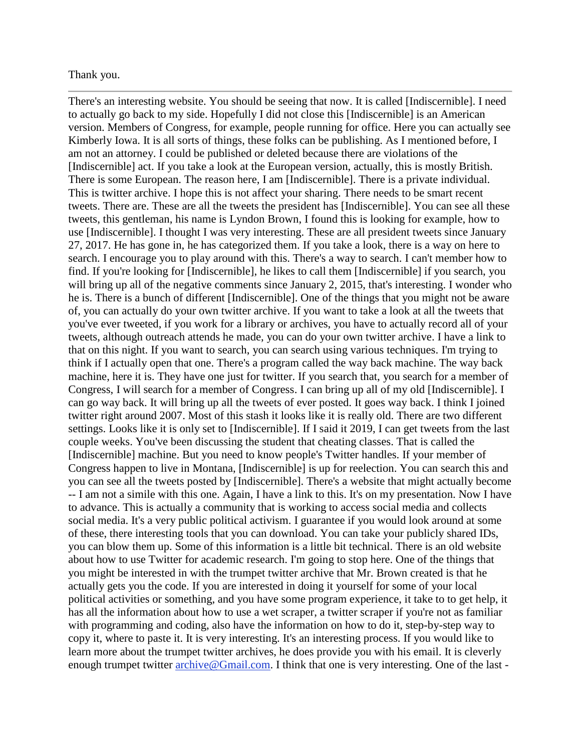Thank you.

---

There's an interesting website. You should be seeing that now. It is called [Indiscernible]. I need to actually go back to my side. Hopefully I did not close this [Indiscernible] is an American version. Members of Congress, for example, people running for office. Here you can actually see Kimberly Iowa. It is all sorts of things, these folks can be publishing. As I mentioned before, I am not an attorney. I could be published or deleted because there are violations of the [Indiscernible] act. If you take a look at the European version, actually, this is mostly British. There is some European. The reason here, I am [Indiscernible]. There is a private individual. This is twitter archive. I hope this is not affect your sharing. There needs to be smart recent tweets. There are. These are all the tweets the president has [Indiscernible]. You can see all these tweets, this gentleman, his name is Lyndon Brown, I found this is looking for example, how to use [Indiscernible]. I thought I was very interesting. These are all president tweets since January 27, 2017. He has gone in, he has categorized them. If you take a look, there is a way on here to search. I encourage you to play around with this. There's a way to search. I can't member how to find. If you're looking for [Indiscernible], he likes to call them [Indiscernible] if you search, you will bring up all of the negative comments since January 2, 2015, that's interesting. I wonder who he is. There is a bunch of different [Indiscernible]. One of the things that you might not be aware of, you can actually do your own twitter archive. If you want to take a look at all the tweets that you've ever tweeted, if you work for a library or archives, you have to actually record all of your tweets, although outreach attends he made, you can do your own twitter archive. I have a link to that on this night. If you want to search, you can search using various techniques. I'm trying to think if I actually open that one. There's a program called the way back machine. The way back machine, here it is. They have one just for twitter. If you search that, you search for a member of Congress, I will search for a member of Congress. I can bring up all of my old [Indiscernible]. I can go way back. It will bring up all the tweets of ever posted. It goes way back. I think I joined twitter right around 2007. Most of this stash it looks like it is really old. There are two different settings. Looks like it is only set to [Indiscernible]. If I said it 2019, I can get tweets from the last couple weeks. You've been discussing the student that cheating classes. That is called the [Indiscernible] machine. But you need to know people's Twitter handles. If your member of Congress happen to live in Montana, [Indiscernible] is up for reelection. You can search this and you can see all the tweets posted by [Indiscernible]. There's a website that might actually become -- I am not a simile with this one. Again, I have a link to this. It's on my presentation. Now I have to advance. This is actually a community that is working to access social media and collects social media. It's a very public political activism. I guarantee if you would look around at some of these, there interesting tools that you can download. You can take your publicly shared IDs, you can blow them up. Some of this information is a little bit technical. There is an old website about how to use Twitter for academic research. I'm going to stop here. One of the things that you might be interested in with the trumpet twitter archive that Mr. Brown created is that he actually gets you the code. If you are interested in doing it yourself for some of your local political activities or something, and you have some program experience, it take to to get help, it has all the information about how to use a wet scraper, a twitter scraper if you're not as familiar with programming and coding, also have the information on how to do it, step-by-step way to copy it, where to paste it. It is very interesting. It's an interesting process. If you would like to learn more about the trumpet twitter archives, he does provide you with his email. It is cleverly enough trumpet twitter archive@Gmail.com. I think that one is very interesting. One of the last -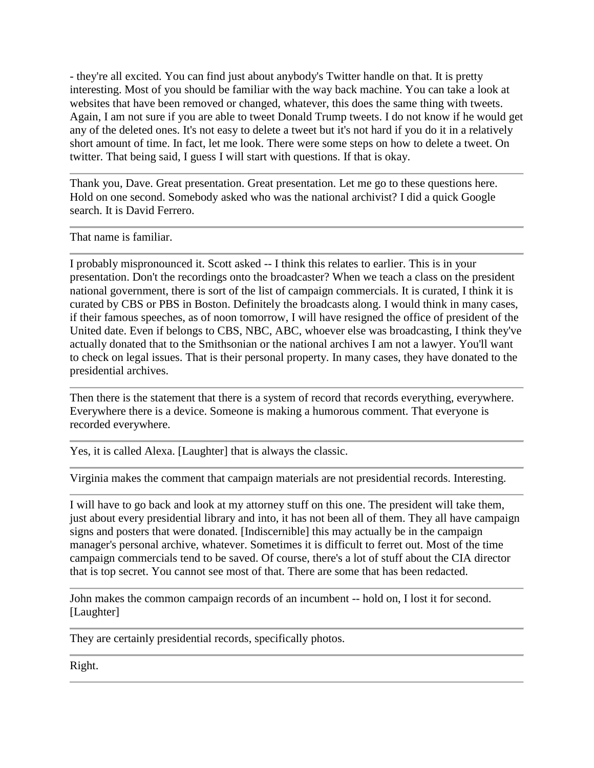- they're all excited. You can find just about anybody's Twitter handle on that. It is pretty interesting. Most of you should be familiar with the way back machine. You can take a look at websites that have been removed or changed, whatever, this does the same thing with tweets. Again, I am not sure if you are able to tweet Donald Trump tweets. I do not know if he would get any of the deleted ones. It's not easy to delete a tweet but it's not hard if you do it in a relatively short amount of time. In fact, let me look. There were some steps on how to delete a tweet. On twitter. That being said, I guess I will start with questions. If that is okay.

---

Thank you, Dave. Great presentation. Great presentation. Let me go to these questions here. Hold on one second. Somebody asked who was the national archivist? I did a quick Google search. It is David Ferrero.

---

That name is familiar.

---

I probably mispronounced it. Scott asked -- I think this relates to earlier. This is in your presentation. Don't the recordings onto the broadcaster? When we teach a class on the president national government, there is sort of the list of campaign commercials. It is curated, I think it is curated by CBS or PBS in Boston. Definitely the broadcasts along. I would think in many cases, if their famous speeches, as of noon tomorrow, I will have resigned the office of president of the United date. Even if belongs to CBS, NBC, ABC, whoever else was broadcasting, I think they've actually donated that to the Smithsonian or the national archives I am not a lawyer. You'll want to check on legal issues. That is their personal property. In many cases, they have donated to the presidential archives.

---

Then there is the statement that there is a system of record that records everything, everywhere. Everywhere there is a device. Someone is making a humorous comment. That everyone is recorded everywhere.

---

Yes, it is called Alexa. [Laughter] that is always the classic.

---

Virginia makes the comment that campaign materials are not presidential records. Interesting.

---

I will have to go back and look at my attorney stuff on this one. The president will take them, just about every presidential library and into, it has not been all of them. They all have campaign signs and posters that were donated. [Indiscernible] this may actually be in the campaign manager's personal archive, whatever. Sometimes it is difficult to ferret out. Most of the time campaign commercials tend to be saved. Of course, there's a lot of stuff about the CIA director that is top secret. You cannot see most of that. There are some that has been redacted.

---

John makes the common campaign records of an incumbent -- hold on, I lost it for second. [Laughter]

---

They are certainly presidential records, specifically photos.

---

Right.

---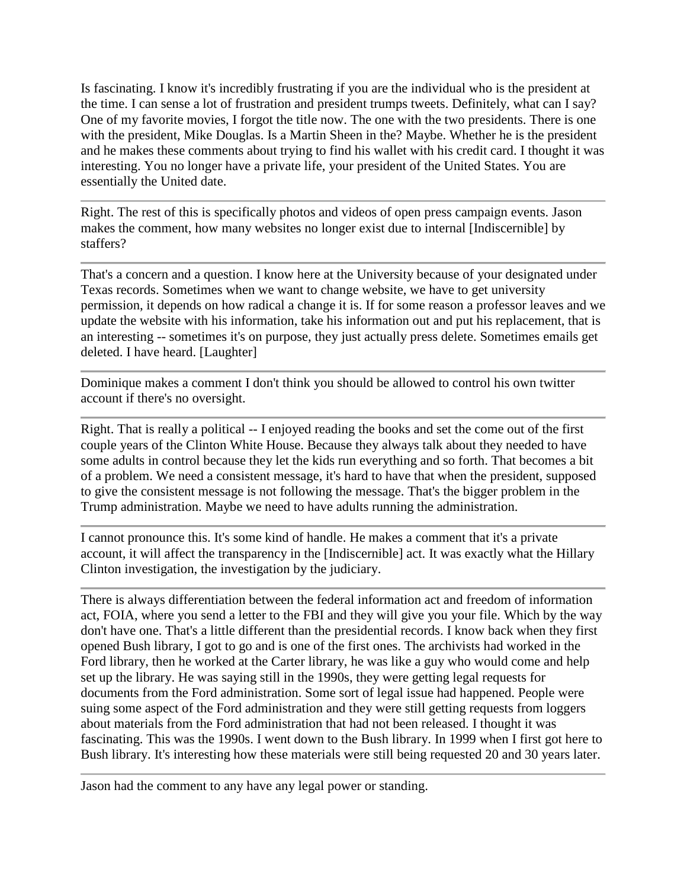Is fascinating. I know it's incredibly frustrating if you are the individual who is the president at the time. I can sense a lot of frustration and president trumps tweets. Definitely, what can I say? One of my favorite movies, I forgot the title now. The one with the two presidents. There is one with the president, Mike Douglas. Is a Martin Sheen in the? Maybe. Whether he is the president and he makes these comments about trying to find his wallet with his credit card. I thought it was interesting. You no longer have a private life, your president of the United States. You are essentially the United date.

---

Right. The rest of this is specifically photos and videos of open press campaign events. Jason makes the comment, how many websites no longer exist due to internal [Indiscernible] by staffers?

---

That's a concern and a question. I know here at the University because of your designated under Texas records. Sometimes when we want to change website, we have to get university permission, it depends on how radical a change it is. If for some reason a professor leaves and we update the website with his information, take his information out and put his replacement, that is an interesting -- sometimes it's on purpose, they just actually press delete. Sometimes emails get deleted. I have heard. [Laughter]

---

Dominique makes a comment I don't think you should be allowed to control his own twitter account if there's no oversight.

---

Right. That is really a political -- I enjoyed reading the books and set the come out of the first couple years of the Clinton White House. Because they always talk about they needed to have some adults in control because they let the kids run everything and so forth. That becomes a bit of a problem. We need a consistent message, it's hard to have that when the president, supposed to give the consistent message is not following the message. That's the bigger problem in the Trump administration. Maybe we need to have adults running the administration.

---

I cannot pronounce this. It's some kind of handle. He makes a comment that it's a private account, it will affect the transparency in the [Indiscernible] act. It was exactly what the Hillary Clinton investigation, the investigation by the judiciary.

---

There is always differentiation between the federal information act and freedom of information act, FOIA, where you send a letter to the FBI and they will give you your file. Which by the way don't have one. That's a little different than the presidential records. I know back when they first opened Bush library, I got to go and is one of the first ones. The archivists had worked in the Ford library, then he worked at the Carter library, he was like a guy who would come and help set up the library. He was saying still in the 1990s, they were getting legal requests for documents from the Ford administration. Some sort of legal issue had happened. People were suing some aspect of the Ford administration and they were still getting requests from loggers about materials from the Ford administration that had not been released. I thought it was fascinating. This was the 1990s. I went down to the Bush library. In 1999 when I first got here to Bush library. It's interesting how these materials were still being requested 20 and 30 years later.

---

Jason had the comment to any have any legal power or standing.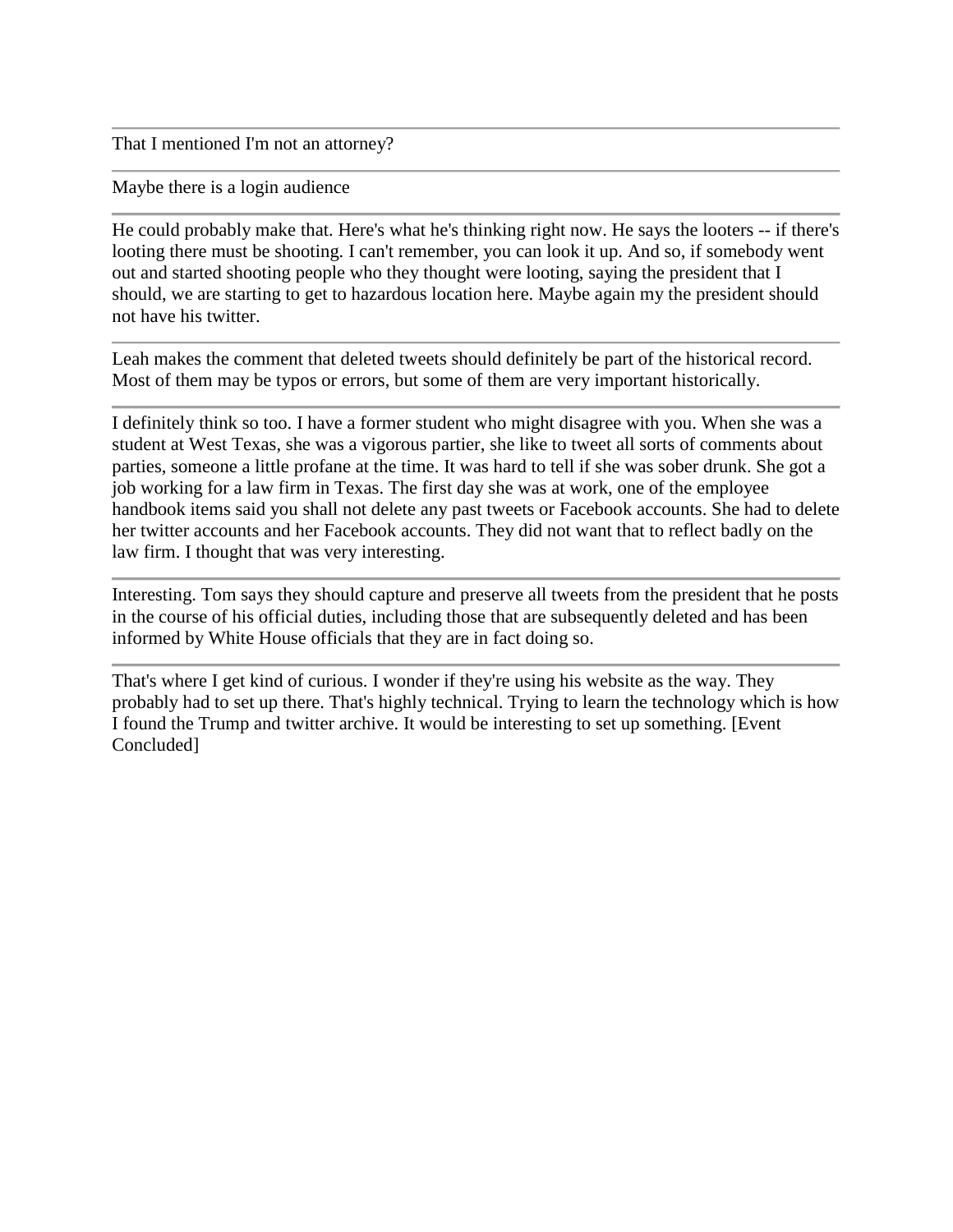That I mentioned I'm not an attorney?

---

Maybe there is a login audience

---

He could probably make that. Here's what he's thinking right now. He says the looters -- if there's looting there must be shooting. I can't remember, you can look it up. And so, if somebody went out and started shooting people who they thought were looting, saying the president that I should, we are starting to get to hazardous location here. Maybe again my the president should not have his twitter.

---

Leah makes the comment that deleted tweets should definitely be part of the historical record. Most of them may be typos or errors, but some of them are very important historically.

---

I definitely think so too. I have a former student who might disagree with you. When she was a student at West Texas, she was a vigorous partier, she like to tweet all sorts of comments about parties, someone a little profane at the time. It was hard to tell if she was sober drunk. She got a job working for a law firm in Texas. The first day she was at work, one of the employee handbook items said you shall not delete any past tweets or Facebook accounts. She had to delete her twitter accounts and her Facebook accounts. They did not want that to reflect badly on the law firm. I thought that was very interesting.

---

Interesting. Tom says they should capture and preserve all tweets from the president that he posts in the course of his official duties, including those that are subsequently deleted and has been informed by White House officials that they are in fact doing so.

---

That's where I get kind of curious. I wonder if they're using his website as the way. They probably had to set up there. That's highly technical. Trying to learn the technology which is how I found the Trump and twitter archive. It would be interesting to set up something. [Event Concluded]